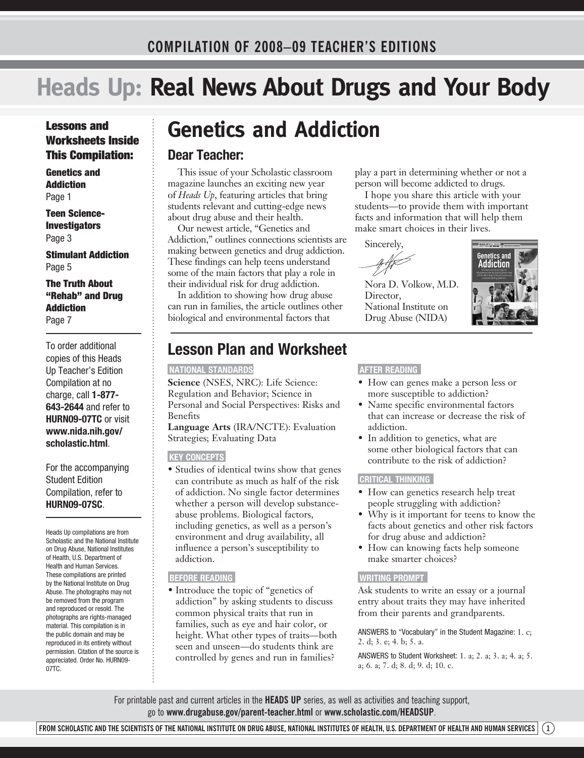COMPILATION OF 2008–09 TEACHER'S EDITIONS

# Heads Up: Real News About Drugs and Your Body

**Lessons and Worksheets Inside This Compilation:**

**Genetics and Addiction**
Page 1

**Teen Science-Investigators**
Page 3

**Stimulant Addiction**
Page 5

**The Truth About "Rehab" and Drug Addiction**
Page 7

To order additional copies of this Heads Up Teacher's Edition Compilation at no charge, call **1-877-643-2644** and refer to **HURN09-07TC** or visit **www.nida.nih.gov/scholastic.html**.

For the accompanying Student Edition Compilation, refer to **HURN09-07SC**.

Heads Up compilations are from Scholastic and the National Institute on Drug Abuse, National Institutes of Health, U.S. Department of Health and Human Services. These compilations are printed by the National Institute on Drug Abuse. The photographs may not be removed from the program and reproduced or resold. The photographs are rights-managed material. This compilation is in the public domain and may be reproduced in its entirety without permission. Citation of the source is appreciated. Order No. HURN09-07TC.

# Genetics and Addiction

## Dear Teacher:

This issue of your Scholastic classroom magazine launches an exciting new year of *Heads Up*, featuring articles that bring students relevant and cutting-edge news about drug abuse and their health.

Our newest article, "Genetics and Addiction," outlines connections scientists are making between genetics and drug addiction. These findings can help teens understand some of the main factors that play a role in their individual risk for drug addiction.

In addition to showing how drug abuse can run in families, the article outlines other biological and environmental factors that play a part in determining whether or not a person will become addicted to drugs.

I hope you share this article with your students—to provide them with important facts and information that will help them make smart choices in their lives.

Sincerely,

Nora D. Volkow, M.D.
Director,
National Institute on Drug Abuse (NIDA)

## Lesson Plan and Worksheet

### NATIONAL STANDARDS

**Science** (NSES, NRC): Life Science: Regulation and Behavior; Science in Personal and Social Perspectives: Risks and Benefits

**Language Arts** (IRA/NCTE): Evaluation Strategies; Evaluating Data

### KEY CONCEPTS

- Studies of identical twins show that genes can contribute as much as half of the risk of addiction. No single factor determines whether a person will develop substance-abuse problems. Biological factors, including genetics, as well as a person's environment and drug availability, all influence a person's susceptibility to addiction.

### BEFORE READING

- Introduce the topic of "genetics of addiction" by asking students to discuss common physical traits that run in families, such as eye and hair color, or height. What other types of traits—both seen and unseen—do students think are controlled by genes and run in families?

### AFTER READING

- How can genes make a person less or more susceptible to addiction?
- Name specific environmental factors that can increase or decrease the risk of addiction.
- In addition to genetics, what are some other biological factors that can contribute to the risk of addiction?

### CRITICAL THINKING

- How can genetics research help treat people struggling with addiction?
- Why is it important for teens to know the facts about genetics and other risk factors for drug abuse and addiction?
- How can knowing facts help someone make smarter choices?

### WRITING PROMPT

Ask students to write an essay or a journal entry about traits they may have inherited from their parents and grandparents.

ANSWERS to "Vocabulary" in the Student Magazine: 1. c; 2. d; 3. e; 4. b; 5. a.

ANSWERS to Student Worksheet: 1. a; 2. a; 3. a; 4. a; 5. a; 6. a; 7. d; 8. d; 9. d; 10. c.

For printable past and current articles in the **HEADS UP** series, as well as activities and teaching support, go to **www.drugabuse.gov/parent-teacher.html** or **www.scholastic.com/HEADSUP**.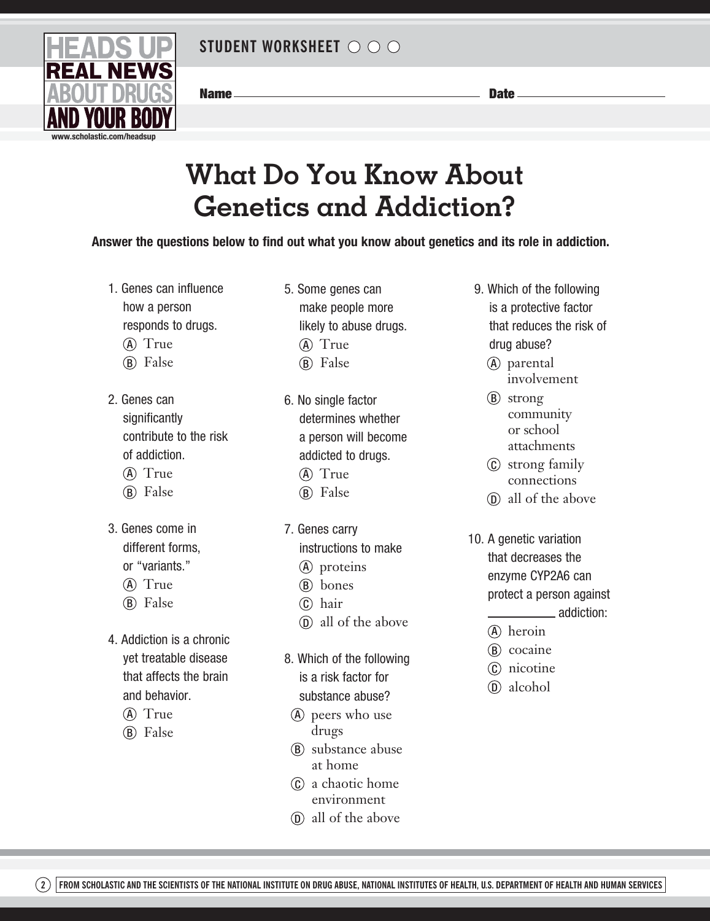HEADS UP REAL NEWS ABOUT DRUGS AND YOUR BODY

www.scholastic.com/headsup

STUDENT WORKSHEET

Name ____________________ Date ____________

# What Do You Know About Genetics and Addiction?

**Answer the questions below to find out what you know about genetics and its role in addiction.**

1. Genes can influence how a person responds to drugs.
   - (A) True
   - (B) False

2. Genes can significantly contribute to the risk of addiction.
   - (A) True
   - (B) False

3. Genes come in different forms, or "variants."
   - (A) True
   - (B) False

4. Addiction is a chronic yet treatable disease that affects the brain and behavior.
   - (A) True
   - (B) False

5. Some genes can make people more likely to abuse drugs.
   - (A) True
   - (B) False

6. No single factor determines whether a person will become addicted to drugs.
   - (A) True
   - (B) False

7. Genes carry instructions to make
   - (A) proteins
   - (B) bones
   - (C) hair
   - (D) all of the above

8. Which of the following is a risk factor for substance abuse?
   - (A) peers who use drugs
   - (B) substance abuse at home
   - (C) a chaotic home environment
   - (D) all of the above

9. Which of the following is a protective factor that reduces the risk of drug abuse?
   - (A) parental involvement
   - (B) strong community or school attachments
   - (C) strong family connections
   - (D) all of the above

10. A genetic variation that decreases the enzyme CYP2A6 can protect a person against __________ addiction:
    - (A) heroin
    - (B) cocaine
    - (C) nicotine
    - (D) alcohol

FROM SCHOLASTIC AND THE SCIENTISTS OF THE NATIONAL INSTITUTE ON DRUG ABUSE, NATIONAL INSTITUTES OF HEALTH, U.S. DEPARTMENT OF HEALTH AND HUMAN SERVICES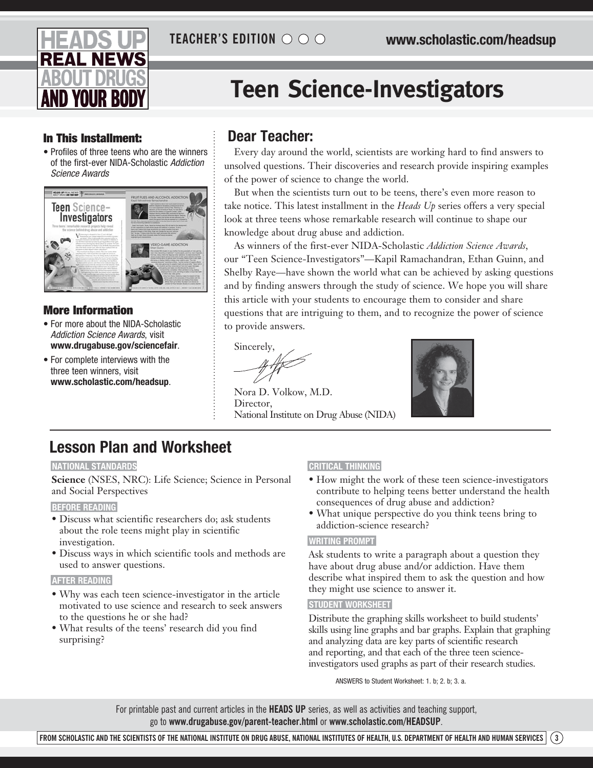HEADS UP REAL NEWS ABOUT DRUGS AND YOUR BODY

TEACHER'S EDITION

www.scholastic.com/headsup

# Teen Science-Investigators

### In This Installment:

- Profiles of three teens who are the winners of the first-ever NIDA-Scholastic *Addiction Science Awards*

### More Information

- For more about the NIDA-Scholastic *Addiction Science Awards*, visit **www.drugabuse.gov/sciencefair**.
- For complete interviews with the three teen winners, visit **www.scholastic.com/headsup**.

## Dear Teacher:

Every day around the world, scientists are working hard to find answers to unsolved questions. Their discoveries and research provide inspiring examples of the power of science to change the world.

But when the scientists turn out to be teens, there's even more reason to take notice. This latest installment in the *Heads Up* series offers a very special look at three teens whose remarkable research will continue to shape our knowledge about drug abuse and addiction.

As winners of the first-ever NIDA-Scholastic *Addiction Science Awards*, our "Teen Science-Investigators"—Kapil Ramachandran, Ethan Guinn, and Shelby Raye—have shown the world what can be achieved by asking questions and by finding answers through the study of science. We hope you will share this article with your students to encourage them to consider and share questions that are intriguing to them, and to recognize the power of science to provide answers.

Sincerely,

Nora D. Volkow, M.D.
Director,
National Institute on Drug Abuse (NIDA)

## Lesson Plan and Worksheet

**NATIONAL STANDARDS**

**Science** (NSES, NRC): Life Science; Science in Personal and Social Perspectives

**BEFORE READING**

- Discuss what scientific researchers do; ask students about the role teens might play in scientific investigation.
- Discuss ways in which scientific tools and methods are used to answer questions.

**AFTER READING**

- Why was each teen science-investigator in the article motivated to use science and research to seek answers to the questions he or she had?
- What results of the teens' research did you find surprising?

**CRITICAL THINKING**

- How might the work of these teen science-investigators contribute to helping teens better understand the health consequences of drug abuse and addiction?
- What unique perspective do you think teens bring to addiction-science research?

**WRITING PROMPT**

Ask students to write a paragraph about a question they have about drug abuse and/or addiction. Have them describe what inspired them to ask the question and how they might use science to answer it.

**STUDENT WORKSHEET**

Distribute the graphing skills worksheet to build students' skills using line graphs and bar graphs. Explain that graphing and analyzing data are key parts of scientific research and reporting, and that each of the three teen science-investigators used graphs as part of their research studies.

ANSWERS to Student Worksheet: 1. b; 2. b; 3. a.

For printable past and current articles in the **HEADS UP** series, as well as activities and teaching support, go to **www.drugabuse.gov/parent-teacher.html** or **www.scholastic.com/HEADSUP**.

FROM SCHOLASTIC AND THE SCIENTISTS OF THE NATIONAL INSTITUTE ON DRUG ABUSE, NATIONAL INSTITUTES OF HEALTH, U.S. DEPARTMENT OF HEALTH AND HUMAN SERVICES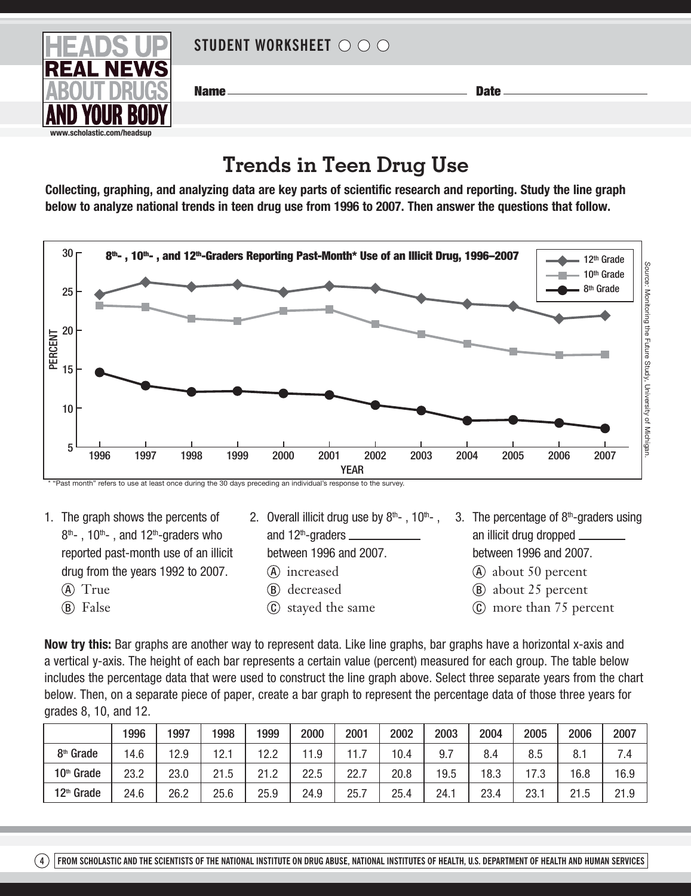# HEADS UP REAL NEWS ABOUT DRUGS AND YOUR BODY

www.scholastic.com/headsup

**STUDENT WORKSHEET**

**Name** ______________________ **Date** ______________

## Trends in Teen Drug Use

**Collecting, graphing, and analyzing data are key parts of scientific research and reporting. Study the line graph below to analyze national trends in teen drug use from 1996 to 2007. Then answer the questions that follow.**

**8th- , 10th- , and 12th-Graders Reporting Past-Month* Use of an Illicit Drug, 1996–2007**

*Source:* Monitoring the Future Study, University of Michigan.

* "Past month" refers to use at least once during the 30 days preceding an individual's response to the survey.

1. The graph shows the percents of 8th- , 10th- , and 12th-graders who reported past-month use of an illicit drug from the years 1992 to 2007.
   - Ⓐ True
   - Ⓑ False

2. Overall illicit drug use by 8th- , 10th- , and 12th-graders ____________ between 1996 and 2007.
   - Ⓐ increased
   - Ⓑ decreased
   - Ⓒ stayed the same

3. The percentage of 8th-graders using an illicit drug dropped ________ between 1996 and 2007.
   - Ⓐ about 50 percent
   - Ⓑ about 25 percent
   - Ⓒ more than 75 percent

**Now try this:** Bar graphs are another way to represent data. Like line graphs, bar graphs have a horizontal x-axis and a vertical y-axis. The height of each bar represents a certain value (percent) measured for each group. The table below includes the percentage data that were used to construct the line graph above. Select three separate years from the chart below. Then, on a separate piece of paper, create a bar graph to represent the percentage data of those three years for grades 8, 10, and 12.

| | 1996 | 1997 | 1998 | 1999 | 2000 | 2001 | 2002 | 2003 | 2004 | 2005 | 2006 | 2007 |
|---|---|---|---|---|---|---|---|---|---|---|---|---|
| 8th Grade | 14.6 | 12.9 | 12.1 | 12.2 | 11.9 | 11.7 | 10.4 | 9.7 | 8.4 | 8.5 | 8.1 | 7.4 |
| 10th Grade | 23.2 | 23.0 | 21.5 | 21.2 | 22.5 | 22.7 | 20.8 | 19.5 | 18.3 | 17.3 | 16.8 | 16.9 |
| 12th Grade | 24.6 | 26.2 | 25.6 | 25.9 | 24.9 | 25.7 | 25.4 | 24.1 | 23.4 | 23.1 | 21.5 | 21.9 |

FROM SCHOLASTIC AND THE SCIENTISTS OF THE NATIONAL INSTITUTE ON DRUG ABUSE, NATIONAL INSTITUTES OF HEALTH, U.S. DEPARTMENT OF HEALTH AND HUMAN SERVICES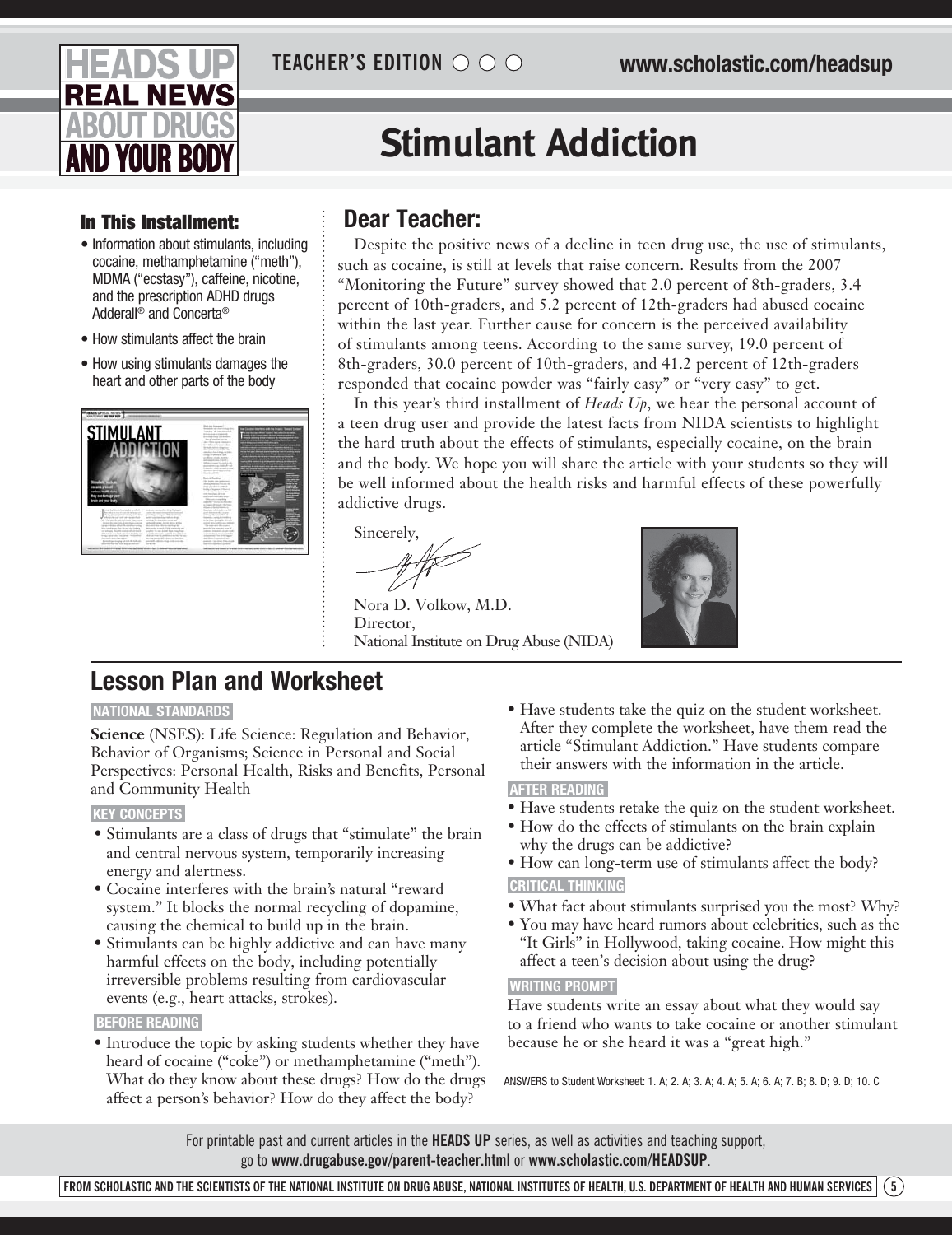TEACHER'S EDITION

# Stimulant Addiction

### In This Installment:

- Information about stimulants, including cocaine, methamphetamine ("meth"), MDMA ("ecstasy"), caffeine, nicotine, and the prescription ADHD drugs Adderall® and Concerta®
- How stimulants affect the brain
- How using stimulants damages the heart and other parts of the body

## Dear Teacher:

Despite the positive news of a decline in teen drug use, the use of stimulants, such as cocaine, is still at levels that raise concern. Results from the 2007 "Monitoring the Future" survey showed that 2.0 percent of 8th-graders, 3.4 percent of 10th-graders, and 5.2 percent of 12th-graders had abused cocaine within the last year. Further cause for concern is the perceived availability of stimulants among teens. According to the same survey, 19.0 percent of 8th-graders, 30.0 percent of 10th-graders, and 41.2 percent of 12th-graders responded that cocaine powder was "fairly easy" or "very easy" to get.

In this year's third installment of *Heads Up*, we hear the personal account of a teen drug user and provide the latest facts from NIDA scientists to highlight the hard truth about the effects of stimulants, especially cocaine, on the brain and the body. We hope you will share the article with your students so they will be well informed about the health risks and harmful effects of these powerfully addictive drugs.

Sincerely,

Nora D. Volkow, M.D.
Director,
National Institute on Drug Abuse (NIDA)

## Lesson Plan and Worksheet

**NATIONAL STANDARDS**

**Science** (NSES): Life Science: Regulation and Behavior, Behavior of Organisms; Science in Personal and Social Perspectives: Personal Health, Risks and Benefits, Personal and Community Health

**KEY CONCEPTS**

- Stimulants are a class of drugs that "stimulate" the brain and central nervous system, temporarily increasing energy and alertness.
- Cocaine interferes with the brain's natural "reward system." It blocks the normal recycling of dopamine, causing the chemical to build up in the brain.
- Stimulants can be highly addictive and can have many harmful effects on the body, including potentially irreversible problems resulting from cardiovascular events (e.g., heart attacks, strokes).

**BEFORE READING**

- Introduce the topic by asking students whether they have heard of cocaine ("coke") or methamphetamine ("meth"). What do they know about these drugs? How do the drugs affect a person's behavior? How do they affect the body?
- Have students take the quiz on the student worksheet. After they complete the worksheet, have them read the article "Stimulant Addiction." Have students compare their answers with the information in the article.

**AFTER READING**

- Have students retake the quiz on the student worksheet.
- How do the effects of stimulants on the brain explain why the drugs can be addictive?
- How can long-term use of stimulants affect the body?

**CRITICAL THINKING**

- What fact about stimulants surprised you the most? Why?
- You may have heard rumors about celebrities, such as the "It Girls" in Hollywood, taking cocaine. How might this affect a teen's decision about using the drug?

**WRITING PROMPT**

Have students write an essay about what they would say to a friend who wants to take cocaine or another stimulant because he or she heard it was a "great high."

ANSWERS to Student Worksheet: 1. A; 2. A; 3. A; 4. A; 5. A; 6. A; 7. B; 8. D; 9. D; 10. C

For printable past and current articles in the **HEADS UP** series, as well as activities and teaching support, go to **www.drugabuse.gov/parent-teacher.html** or **www.scholastic.com/HEADSUP**.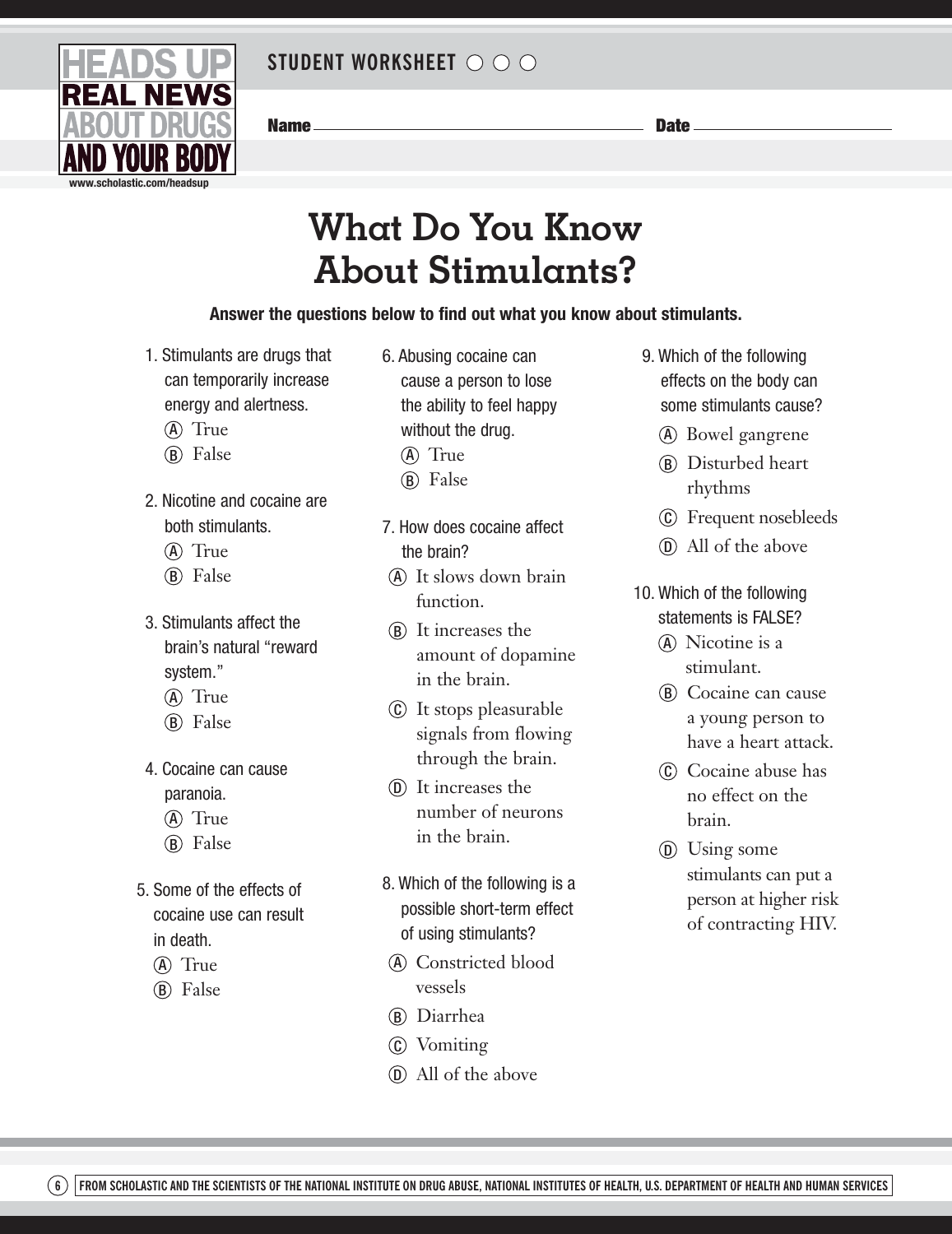HEADS UP REAL NEWS ABOUT DRUGS AND YOUR BODY

www.scholastic.com/headsup

**STUDENT WORKSHEET**

**Name** ________________________ **Date** ______________

# What Do You Know About Stimulants?

**Answer the questions below to find out what you know about stimulants.**

1. Stimulants are drugs that can temporarily increase energy and alertness.
   - Ⓐ True
   - Ⓑ False

2. Nicotine and cocaine are both stimulants.
   - Ⓐ True
   - Ⓑ False

3. Stimulants affect the brain's natural "reward system."
   - Ⓐ True
   - Ⓑ False

4. Cocaine can cause paranoia.
   - Ⓐ True
   - Ⓑ False

5. Some of the effects of cocaine use can result in death.
   - Ⓐ True
   - Ⓑ False

6. Abusing cocaine can cause a person to lose the ability to feel happy without the drug.
   - Ⓐ True
   - Ⓑ False

7. How does cocaine affect the brain?
   - Ⓐ It slows down brain function.
   - Ⓑ It increases the amount of dopamine in the brain.
   - Ⓒ It stops pleasurable signals from flowing through the brain.
   - Ⓓ It increases the number of neurons in the brain.

8. Which of the following is a possible short-term effect of using stimulants?
   - Ⓐ Constricted blood vessels
   - Ⓑ Diarrhea
   - Ⓒ Vomiting
   - Ⓓ All of the above

9. Which of the following effects on the body can some stimulants cause?
   - Ⓐ Bowel gangrene
   - Ⓑ Disturbed heart rhythms
   - Ⓒ Frequent nosebleeds
   - Ⓓ All of the above

10. Which of the following statements is FALSE?
    - Ⓐ Nicotine is a stimulant.
    - Ⓑ Cocaine can cause a young person to have a heart attack.
    - Ⓒ Cocaine abuse has no effect on the brain.
    - Ⓓ Using some stimulants can put a person at higher risk of contracting HIV.

FROM SCHOLASTIC AND THE SCIENTISTS OF THE NATIONAL INSTITUTE ON DRUG ABUSE, NATIONAL INSTITUTES OF HEALTH, U.S. DEPARTMENT OF HEALTH AND HUMAN SERVICES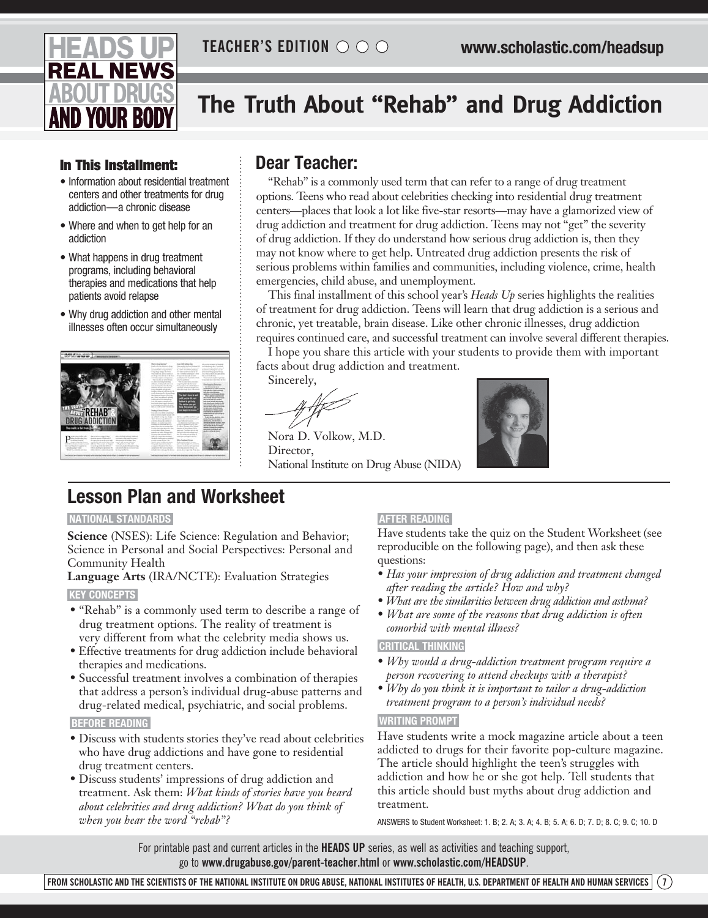HEADS UP REAL NEWS ABOUT DRUGS AND YOUR BODY

TEACHER'S EDITION ○ ○ ○ www.scholastic.com/headsup

# The Truth About "Rehab" and Drug Addiction

### In This Installment:

- Information about residential treatment centers and other treatments for drug addiction—a chronic disease
- Where and when to get help for an addiction
- What happens in drug treatment programs, including behavioral therapies and medications that help patients avoid relapse
- Why drug addiction and other mental illnesses often occur simultaneously

## Dear Teacher:

"Rehab" is a commonly used term that can refer to a range of drug treatment options. Teens who read about celebrities checking into residential drug treatment centers—places that look a lot like five-star resorts—may have a glamorized view of drug addiction and treatment for drug addiction. Teens may not "get" the severity of drug addiction. If they do understand how serious drug addiction is, then they may not know where to get help. Untreated drug addiction presents the risk of serious problems within families and communities, including violence, crime, health emergencies, child abuse, and unemployment.

This final installment of this school year's *Heads Up* series highlights the realities of treatment for drug addiction. Teens will learn that drug addiction is a serious and chronic, yet treatable, brain disease. Like other chronic illnesses, drug addiction requires continued care, and successful treatment can involve several different therapies.

I hope you share this article with your students to provide them with important facts about drug addiction and treatment.

Sincerely,

Nora D. Volkow, M.D.
Director,
National Institute on Drug Abuse (NIDA)

## Lesson Plan and Worksheet

**NATIONAL STANDARDS**

**Science** (NSES): Life Science: Regulation and Behavior; Science in Personal and Social Perspectives: Personal and Community Health

**Language Arts** (IRA/NCTE): Evaluation Strategies

**KEY CONCEPTS**

- "Rehab" is a commonly used term to describe a range of drug treatment options. The reality of treatment is very different from what the celebrity media shows us.
- Effective treatments for drug addiction include behavioral therapies and medications.
- Successful treatment involves a combination of therapies that address a person's individual drug-abuse patterns and drug-related medical, psychiatric, and social problems.

**BEFORE READING**

- Discuss with students stories they've read about celebrities who have drug addictions and have gone to residential drug treatment centers.
- Discuss students' impressions of drug addiction and treatment. Ask them: *What kinds of stories have you heard about celebrities and drug addiction? What do you think of when you hear the word "rehab"?*

**AFTER READING**

Have students take the quiz on the Student Worksheet (see reproducible on the following page), and then ask these questions:

- *Has your impression of drug addiction and treatment changed after reading the article? How and why?*
- *What are the similarities between drug addiction and asthma?*
- *What are some of the reasons that drug addiction is often comorbid with mental illness?*

**CRITICAL THINKING**

- *Why would a drug-addiction treatment program require a person recovering to attend checkups with a therapist?*
- *Why do you think it is important to tailor a drug-addiction treatment program to a person's individual needs?*

**WRITING PROMPT**

Have students write a mock magazine article about a teen addicted to drugs for their favorite pop-culture magazine. The article should highlight the teen's struggles with addiction and how he or she got help. Tell students that this article should bust myths about drug addiction and treatment.

ANSWERS to Student Worksheet: 1. B; 2. A; 3. A; 4. B; 5. A; 6. D; 7. D; 8. C; 9. C; 10. D

For printable past and current articles in the **HEADS UP** series, as well as activities and teaching support, go to **www.drugabuse.gov/parent-teacher.html** or **www.scholastic.com/HEADSUP**.

FROM SCHOLASTIC AND THE SCIENTISTS OF THE NATIONAL INSTITUTE ON DRUG ABUSE, NATIONAL INSTITUTES OF HEALTH, U.S. DEPARTMENT OF HEALTH AND HUMAN SERVICES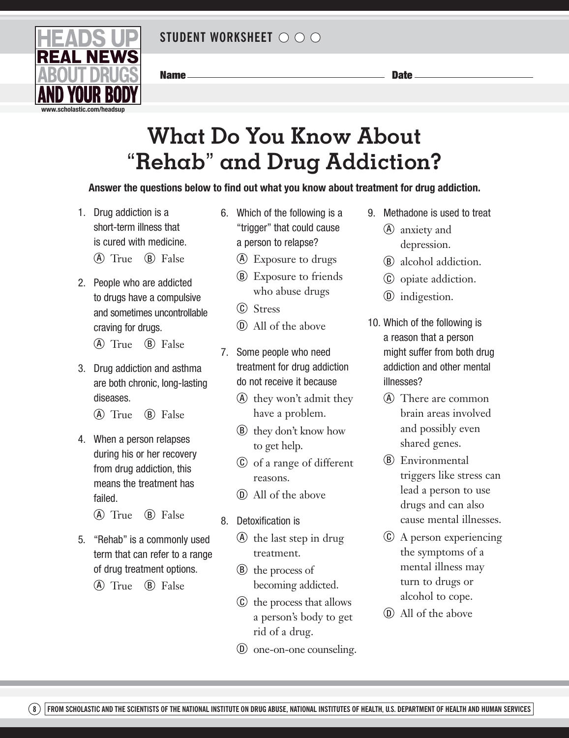HEADS UP
REAL NEWS
ABOUT DRUGS
AND YOUR BODY
www.scholastic.com/headsup

STUDENT WORKSHEET ○ ○ ○

**Name** ______________________ **Date** ______________

# What Do You Know About "Rehab" and Drug Addiction?

**Answer the questions below to find out what you know about treatment for drug addiction.**

1. Drug addiction is a short-term illness that is cured with medicine.
   Ⓐ True Ⓑ False

2. People who are addicted to drugs have a compulsive and sometimes uncontrollable craving for drugs.
   Ⓐ True Ⓑ False

3. Drug addiction and asthma are both chronic, long-lasting diseases.
   Ⓐ True Ⓑ False

4. When a person relapses during his or her recovery from drug addiction, this means the treatment has failed.
   Ⓐ True Ⓑ False

5. "Rehab" is a commonly used term that can refer to a range of drug treatment options.
   Ⓐ True Ⓑ False

6. Which of the following is a "trigger" that could cause a person to relapse?
   Ⓐ Exposure to drugs
   Ⓑ Exposure to friends who abuse drugs
   Ⓒ Stress
   Ⓓ All of the above

7. Some people who need treatment for drug addiction do not receive it because
   Ⓐ they won't admit they have a problem.
   Ⓑ they don't know how to get help.
   Ⓒ of a range of different reasons.
   Ⓓ All of the above

8. Detoxification is
   Ⓐ the last step in drug treatment.
   Ⓑ the process of becoming addicted.
   Ⓒ the process that allows a person's body to get rid of a drug.
   Ⓓ one-on-one counseling.

9. Methadone is used to treat
   Ⓐ anxiety and depression.
   Ⓑ alcohol addiction.
   Ⓒ opiate addiction.
   Ⓓ indigestion.

10. Which of the following is a reason that a person might suffer from both drug addiction and other mental illnesses?
    Ⓐ There are common brain areas involved and possibly even shared genes.
    Ⓑ Environmental triggers like stress can lead a person to use drugs and can also cause mental illnesses.
    Ⓒ A person experiencing the symptoms of a mental illness may turn to drugs or alcohol to cope.
    Ⓓ All of the above

FROM SCHOLASTIC AND THE SCIENTISTS OF THE NATIONAL INSTITUTE ON DRUG ABUSE, NATIONAL INSTITUTES OF HEALTH, U.S. DEPARTMENT OF HEALTH AND HUMAN SERVICES